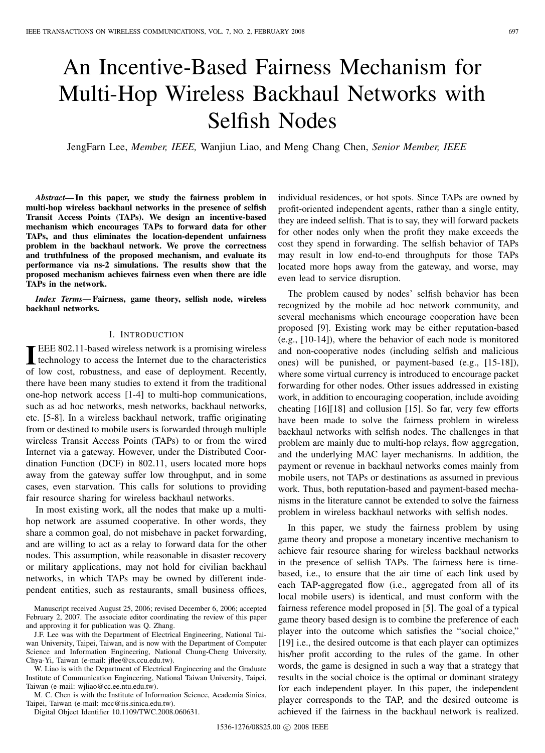# An Incentive-Based Fairness Mechanism for Multi-Hop Wireless Backhaul Networks with Selfish Nodes

JengFarn Lee, *Member, IEEE,* Wanjiun Liao, and Meng Chang Chen, *Senior Member, IEEE*

***Abstract*— In this paper, we study the fairness problem in multi-hop wireless backhaul networks in the presence of selfish Transit Access Points (TAPs). We design an incentive-based mechanism which encourages TAPs to forward data for other TAPs, and thus eliminates the location-dependent unfairness problem in the backhaul network. We prove the correctness and truthfulness of the proposed mechanism, and evaluate its performance via ns-2 simulations. The results show that the proposed mechanism achieves fairness even when there are idle TAPs in the network.**

***Index Terms*— Fairness, game theory, selfish node, wireless backhaul networks.**

## I. Introduction

IEEE 802.11-based wireless network is a promising wireless technology to access the Internet due to the characteristics of low cost, robustness, and ease of deployment. Recently, there have been many studies to extend it from the traditional one-hop network access [1-4] to multi-hop communications, such as ad hoc networks, mesh networks, backhaul networks, etc. [5-8]. In a wireless backhaul network, traffic originating from or destined to mobile users is forwarded through multiple wireless Transit Access Points (TAPs) to or from the wired Internet via a gateway. However, under the Distributed Coordination Function (DCF) in 802.11, users located more hops away from the gateway suffer low throughput, and in some cases, even starvation. This calls for solutions to providing fair resource sharing for wireless backhaul networks.

In most existing work, all the nodes that make up a multi-hop network are assumed cooperative. In other words, they share a common goal, do not misbehave in packet forwarding, and are willing to act as a relay to forward data for the other nodes. This assumption, while reasonable in disaster recovery or military applications, may not hold for civilian backhaul networks, in which TAPs may be owned by different independent entities, such as restaurants, small business offices, individual residences, or hot spots. Since TAPs are owned by profit-oriented independent agents, rather than a single entity, they are indeed selfish. That is to say, they will forward packets for other nodes only when the profit they make exceeds the cost they spend in forwarding. The selfish behavior of TAPs may result in low end-to-end throughputs for those TAPs located more hops away from the gateway, and worse, may even lead to service disruption.

The problem caused by nodes' selfish behavior has been recognized by the mobile ad hoc network community, and several mechanisms which encourage cooperation have been proposed [9]. Existing work may be either reputation-based (e.g., [10-14]), where the behavior of each node is monitored and non-cooperative nodes (including selfish and malicious ones) will be punished, or payment-based (e.g., [15-18]), where some virtual currency is introduced to encourage packet forwarding for other nodes. Other issues addressed in existing work, in addition to encouraging cooperation, include avoiding cheating [16][18] and collusion [15]. So far, very few efforts have been made to solve the fairness problem in wireless backhaul networks with selfish nodes. The challenges in that problem are mainly due to multi-hop relays, flow aggregation, and the underlying MAC layer mechanisms. In addition, the payment or revenue in backhaul networks comes mainly from mobile users, not TAPs or destinations as assumed in previous work. Thus, both reputation-based and payment-based mechanisms in the literature cannot be extended to solve the fairness problem in wireless backhaul networks with selfish nodes.

In this paper, we study the fairness problem by using game theory and propose a monetary incentive mechanism to achieve fair resource sharing for wireless backhaul networks in the presence of selfish TAPs. The fairness here is time-based, i.e., to ensure that the air time of each link used by each TAP-aggregated flow (i.e., aggregated from all of its local mobile users) is identical, and must conform with the fairness reference model proposed in [5]. The goal of a typical game theory based design is to combine the preference of each player into the outcome which satisfies the "social choice," [19] i.e., the desired outcome is that each player can optimizes his/her profit according to the rules of the game. In other words, the game is designed in such a way that a strategy that results in the social choice is the optimal or dominant strategy for each independent player. In this paper, the independent player corresponds to the TAP, and the desired outcome is achieved if the fairness in the backhaul network is realized.

Manuscript received August 25, 2006; revised December 6, 2006; accepted February 2, 2007. The associate editor coordinating the review of this paper and approving it for publication was Q. Zhang.

J.F. Lee was with the Department of Electrical Engineering, National Taiwan University, Taipei, Taiwan, and is now with the Department of Computer Science and Information Engineering, National Chung-Cheng University, Chya-Yi, Taiwan (e-mail: jflee@cs.ccu.edu.tw).

W. Liao is with the Department of Electrical Engineering and the Graduate Institute of Communication Engineering, National Taiwan University, Taipei, Taiwan (e-mail: wjliao@cc.ee.ntu.edu.tw).

M. C. Chen is with the Institute of Information Science, Academia Sinica, Taipei, Taiwan (e-mail: mcc@iis.sinica.edu.tw).

Digital Object Identifier 10.1109/TWC.2008.060631.

1536-1276/08$25.00 © 2008 IEEE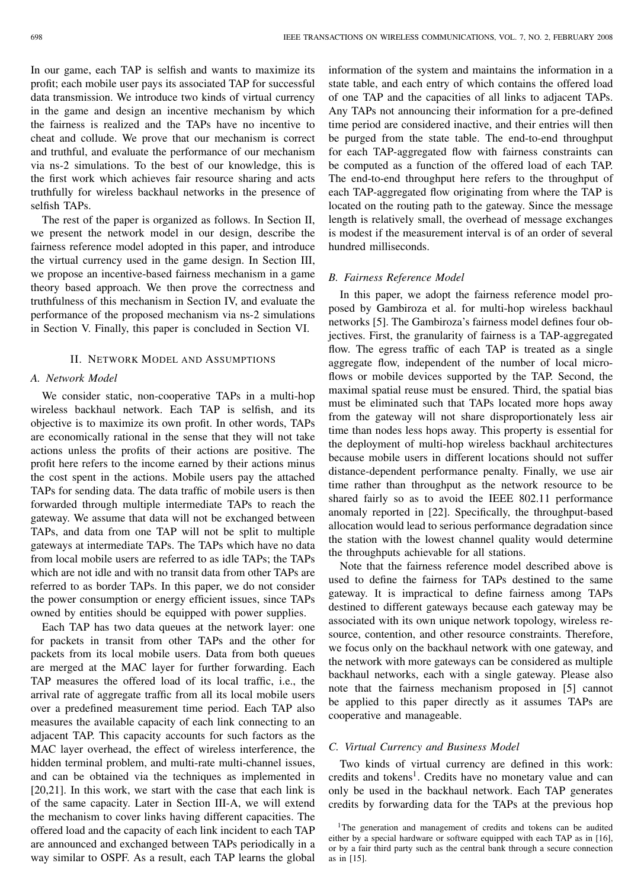In our game, each TAP is selfish and wants to maximize its profit; each mobile user pays its associated TAP for successful data transmission. We introduce two kinds of virtual currency in the game and design an incentive mechanism by which the fairness is realized and the TAPs have no incentive to cheat and collude. We prove that our mechanism is correct and truthful, and evaluate the performance of our mechanism via ns-2 simulations. To the best of our knowledge, this is the first work which achieves fair resource sharing and acts truthfully for wireless backhaul networks in the presence of selfish TAPs.

The rest of the paper is organized as follows. In Section II, we present the network model in our design, describe the fairness reference model adopted in this paper, and introduce the virtual currency used in the game design. In Section III, we propose an incentive-based fairness mechanism in a game theory based approach. We then prove the correctness and truthfulness of this mechanism in Section IV, and evaluate the performance of the proposed mechanism via ns-2 simulations in Section V. Finally, this paper is concluded in Section VI.

## II. Network Model and Assumptions

### A. Network Model

We consider static, non-cooperative TAPs in a multi-hop wireless backhaul network. Each TAP is selfish, and its objective is to maximize its own profit. In other words, TAPs are economically rational in the sense that they will not take actions unless the profits of their actions are positive. The profit here refers to the income earned by their actions minus the cost spent in the actions. Mobile users pay the attached TAPs for sending data. The data traffic of mobile users is then forwarded through multiple intermediate TAPs to reach the gateway. We assume that data will not be exchanged between TAPs, and data from one TAP will not be split to multiple gateways at intermediate TAPs. The TAPs which have no data from local mobile users are referred to as idle TAPs; the TAPs which are not idle and with no transit data from other TAPs are referred to as border TAPs. In this paper, we do not consider the power consumption or energy efficient issues, since TAPs owned by entities should be equipped with power supplies.

Each TAP has two data queues at the network layer: one for packets in transit from other TAPs and the other for packets from its local mobile users. Data from both queues are merged at the MAC layer for further forwarding. Each TAP measures the offered load of its local traffic, i.e., the arrival rate of aggregate traffic from all its local mobile users over a predefined measurement time period. Each TAP also measures the available capacity of each link connecting to an adjacent TAP. This capacity accounts for such factors as the MAC layer overhead, the effect of wireless interference, the hidden terminal problem, and multi-rate multi-channel issues, and can be obtained via the techniques as implemented in [20,21]. In this work, we start with the case that each link is of the same capacity. Later in Section III-A, we will extend the mechanism to cover links having different capacities. The offered load and the capacity of each link incident to each TAP are announced and exchanged between TAPs periodically in a way similar to OSPF. As a result, each TAP learns the global information of the system and maintains the information in a state table, and each entry of which contains the offered load of one TAP and the capacities of all links to adjacent TAPs. Any TAPs not announcing their information for a pre-defined time period are considered inactive, and their entries will then be purged from the state table. The end-to-end throughput for each TAP-aggregated flow with fairness constraints can be computed as a function of the offered load of each TAP. The end-to-end throughput here refers to the throughput of each TAP-aggregated flow originating from where the TAP is located on the routing path to the gateway. Since the message length is relatively small, the overhead of message exchanges is modest if the measurement interval is of an order of several hundred milliseconds.

### B. Fairness Reference Model

In this paper, we adopt the fairness reference model proposed by Gambiroza et al. for multi-hop wireless backhaul networks [5]. The Gambiroza's fairness model defines four objectives. First, the granularity of fairness is a TAP-aggregated flow. The egress traffic of each TAP is treated as a single aggregate flow, independent of the number of local micro-flows or mobile devices supported by the TAP. Second, the maximal spatial reuse must be ensured. Third, the spatial bias must be eliminated such that TAPs located more hops away from the gateway will not share disproportionately less air time than nodes less hops away. This property is essential for the deployment of multi-hop wireless backhaul architectures because mobile users in different locations should not suffer distance-dependent performance penalty. Finally, we use air time rather than throughput as the network resource to be shared fairly so as to avoid the IEEE 802.11 performance anomaly reported in [22]. Specifically, the throughput-based allocation would lead to serious performance degradation since the station with the lowest channel quality would determine the throughputs achievable for all stations.

Note that the fairness reference model described above is used to define the fairness for TAPs destined to the same gateway. It is impractical to define fairness among TAPs destined to different gateways because each gateway may be associated with its own unique network topology, wireless resource, contention, and other resource constraints. Therefore, we focus only on the backhaul network with one gateway, and the network with more gateways can be considered as multiple backhaul networks, each with a single gateway. Please also note that the fairness mechanism proposed in [5] cannot be applied to this paper directly as it assumes TAPs are cooperative and manageable.

### C. Virtual Currency and Business Model

Two kinds of virtual currency are defined in this work: credits and tokens[1]. Credits have no monetary value and can only be used in the backhaul network. Each TAP generates credits by forwarding data for the TAPs at the previous hop

[1]The generation and management of credits and tokens can be audited either by a special hardware or software equipped with each TAP as in [16], or by a fair third party such as the central bank through a secure connection as in [15].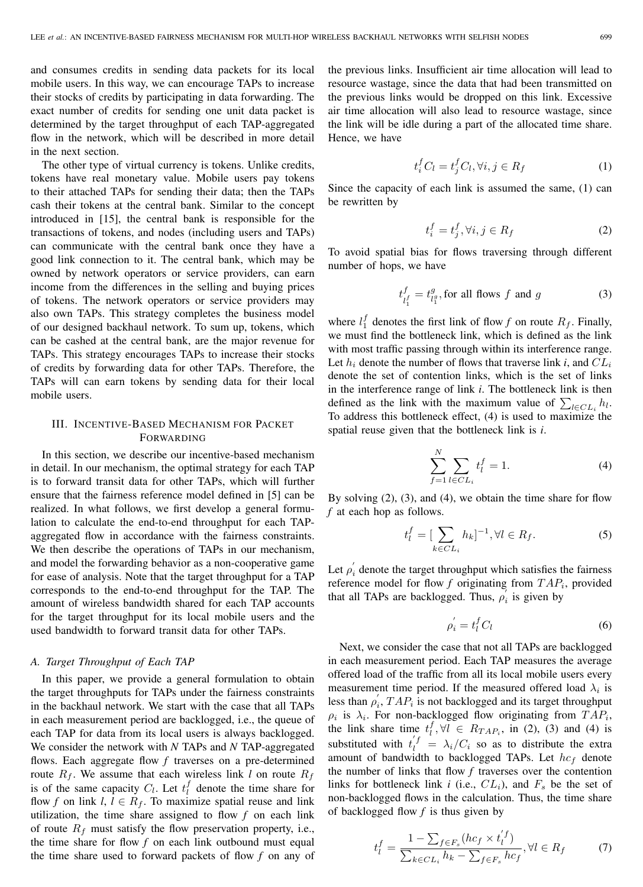and consumes credits in sending data packets for its local mobile users. In this way, we can encourage TAPs to increase their stocks of credits by participating in data forwarding. The exact number of credits for sending one unit data packet is determined by the target throughput of each TAP-aggregated flow in the network, which will be described in more detail in the next section.

The other type of virtual currency is tokens. Unlike credits, tokens have real monetary value. Mobile users pay tokens to their attached TAPs for sending their data; then the TAPs cash their tokens at the central bank. Similar to the concept introduced in [15], the central bank is responsible for the transactions of tokens, and nodes (including users and TAPs) can communicate with the central bank once they have a good link connection to it. The central bank, which may be owned by network operators or service providers, can earn income from the differences in the selling and buying prices of tokens. The network operators or service providers may also own TAPs. This strategy completes the business model of our designed backhaul network. To sum up, tokens, which can be cashed at the central bank, are the major revenue for TAPs. This strategy encourages TAPs to increase their stocks of credits by forwarding data for other TAPs. Therefore, the TAPs will can earn tokens by sending data for their local mobile users.

## III. Incentive-Based Mechanism for Packet Forwarding

In this section, we describe our incentive-based mechanism in detail. In our mechanism, the optimal strategy for each TAP is to forward transit data for other TAPs, which will further ensure that the fairness reference model defined in [5] can be realized. In what follows, we first develop a general formulation to calculate the end-to-end throughput for each TAP-aggregated flow in accordance with the fairness constraints. We then describe the operations of TAPs in our mechanism, and model the forwarding behavior as a non-cooperative game for ease of analysis. Note that the target throughput for a TAP corresponds to the end-to-end throughput for the TAP. The amount of wireless bandwidth shared for each TAP accounts for the target throughput for its local mobile users and the used bandwidth to forward transit data for other TAPs.

### A. Target Throughput of Each TAP

In this paper, we provide a general formulation to obtain the target throughputs for TAPs under the fairness constraints in the backhaul network. We start with the case that all TAPs in each measurement period are backlogged, i.e., the queue of each TAP for data from its local users is always backlogged. We consider the network with *N* TAPs and *N* TAP-aggregated flows. Each aggregate flow *f* traverses on a pre-determined route $R_f$. We assume that each wireless link *l* on route $R_f$ is of the same capacity $C_l$. Let $t_l^f$ denote the time share for flow *f* on link *l*, $l \in R_f$. To maximize spatial reuse and link utilization, the time share assigned to flow *f* on each link of route $R_f$ must satisfy the flow preservation property, i.e., the time share for flow *f* on each link outbound must equal the time share used to forward packets of flow *f* on any of the previous links. Insufficient air time allocation will lead to resource wastage, since the data that had been transmitted on the previous links would be dropped on this link. Excessive air time allocation will also lead to resource wastage, since the link will be idle during a part of the allocated time share. Hence, we have

$$t_i^f C_l = t_j^f C_l, \forall i, j \in R_f \tag{1}$$

Since the capacity of each link is assumed the same, (1) can be rewritten by

$$t_i^f = t_j^f, \forall i, j \in R_f \tag{2}$$

To avoid spatial bias for flows traversing through different number of hops, we have

$$t_{l_1^f}^f = t_{l_1^g}^g, \text{for all flows } f \text{ and } g \tag{3}$$

where $l_1^f$ denotes the first link of flow *f* on route $R_f$. Finally, we must find the bottleneck link, which is defined as the link with most traffic passing through within its interference range. Let $h_i$ denote the number of flows that traverse link *i*, and $CL_i$ denote the set of contention links, which is the set of links in the interference range of link *i*. The bottleneck link is then defined as the link with the maximum value of $\sum_{l \in CL_i} h_l$. To address this bottleneck effect, (4) is used to maximize the spatial reuse given that the bottleneck link is *i*.

$$\sum_{f=1}^{N} \sum_{l \in CL_i} t_l^f = 1. \tag{4}$$

By solving (2), (3), and (4), we obtain the time share for flow *f* at each hop as follows.

$$t_l^f = [\sum_{k \in CL_i} h_k]^{-1}, \forall l \in R_f. \tag{5}$$

Let $\rho_i^{'}$ denote the target throughput which satisfies the fairness reference model for flow *f* originating from $TAP_i$, provided that all TAPs are backlogged. Thus, $\rho_i^{'}$ is given by

$$\rho_i^{'} = t_l^f C_l \tag{6}$$

Next, we consider the case that not all TAPs are backlogged in each measurement period. Each TAP measures the average offered load of the traffic from all its local mobile users every measurement time period. If the measured offered load $\lambda_i$ is less than $\rho_i^{'}$, $TAP_i$ is not backlogged and its target throughput $\rho_i$ is $\lambda_i$. For non-backlogged flow originating from $TAP_i$, the link share time $t_l^f, \forall l \in R_{TAP_i}$, in (2), (3) and (4) is substituted with $t_l^{'f} = \lambda_i / C_i$ so as to distribute the extra amount of bandwidth to backlogged TAPs. Let $hc_f$ denote the number of links that flow *f* traverses over the contention links for bottleneck link *i* (i.e., $CL_i$), and $F_s$ be the set of non-backlogged flows in the calculation. Thus, the time share of backlogged flow *f* is thus given by

$$t_l^f = \frac{1 - \sum_{f \in F_s} (hc_f \times t_l^{'f})}{\sum_{k \in CL_i} h_k - \sum_{f \in F_s} hc_f}, \forall l \in R_f \tag{7}$$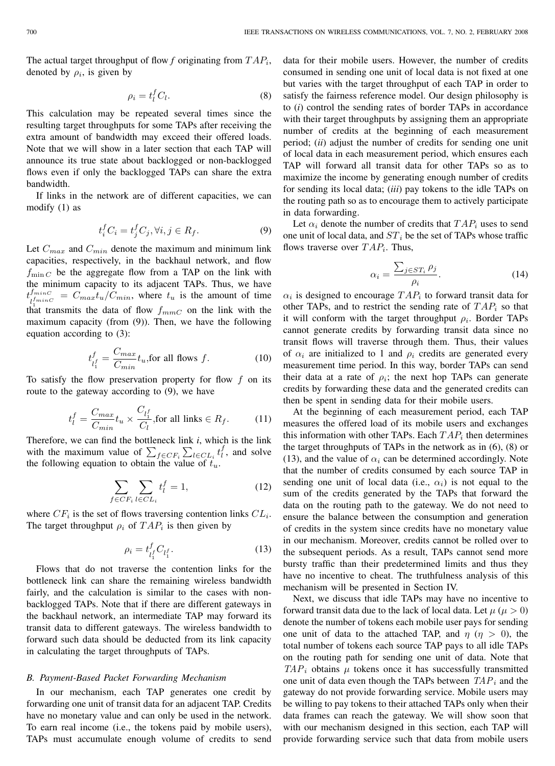The actual target throughput of flow $f$ originating from $TAP_i$, denoted by $\rho_i$, is given by

$$\rho_i = t_l^f C_l. \tag{8}$$

This calculation may be repeated several times since the resulting target throughputs for some TAPs after receiving the extra amount of bandwidth may exceed their offered loads. Note that we will show in a later section that each TAP will announce its true state about backlogged or non-backlogged flows even if only the backlogged TAPs can share the extra bandwidth.

If links in the network are of different capacities, we can modify (1) as

$$t_i^f C_i = t_j^f C_j, \forall i, j \in R_f. \tag{9}$$

Let $C_{max}$ and $C_{min}$ denote the maximum and minimum link capacities, respectively, in the backhaul network, and flow $f_{\min C}$ be the aggregate flow from a TAP on the link with the minimum capacity to its adjacent TAPs. Thus, we have $t_{l_1^{f_{minC}}}^{f_{minC}} = C_{max} t_u / C_{min}$, where $t_u$ is the amount of time that transmits the data of flow $f_{mmC}$ on the link with the maximum capacity (from (9)). Then, we have the following equation according to (3):

$$t_{l_1^f}^f = \frac{C_{max}}{C_{min}} t_u, \text{for all flows } f. \tag{10}$$

To satisfy the flow preservation property for flow $f$ on its route to the gateway according to (9), we have

$$t_l^f = \frac{C_{max}}{C_{min}} t_u \times \frac{C_{l_1^f}}{C_l}, \text{for all links} \in R_f. \tag{11}$$

Therefore, we can find the bottleneck link $i$, which is the link with the maximum value of $\sum_{f \in CF_i} \sum_{l \in CL_i} t_l^f$, and solve the following equation to obtain the value of $t_u$.

$$\sum_{f \in CF_i} \sum_{l \in CL_i} t_l^f = 1, \tag{12}$$

where $CF_i$ is the set of flows traversing contention links $CL_i$. The target throughput $\rho_i$ of $TAP_i$ is then given by

$$\rho_i = t_{l_1^f}^f C_{l_1^f}. \tag{13}$$

Flows that do not traverse the contention links for the bottleneck link can share the remaining wireless bandwidth fairly, and the calculation is similar to the cases with non-backlogged TAPs. Note that if there are different gateways in the backhaul network, an intermediate TAP may forward its transit data to different gateways. The wireless bandwidth to forward such data should be deducted from its link capacity in calculating the target throughputs of TAPs.

### *B. Payment-Based Packet Forwarding Mechanism*

In our mechanism, each TAP generates one credit by forwarding one unit of transit data for an adjacent TAP. Credits have no monetary value and can only be used in the network. To earn real income (i.e., the tokens paid by mobile users), TAPs must accumulate enough volume of credits to send data for their mobile users. However, the number of credits consumed in sending one unit of local data is not fixed at one but varies with the target throughput of each TAP in order to satisfy the fairness reference model. Our design philosophy is to (*i*) control the sending rates of border TAPs in accordance with their target throughputs by assigning them an appropriate number of credits at the beginning of each measurement period; (*ii*) adjust the number of credits for sending one unit of local data in each measurement period, which ensures each TAP will forward all transit data for other TAPs so as to maximize the income by generating enough number of credits for sending its local data; (*iii*) pay tokens to the idle TAPs on the routing path so as to encourage them to actively participate in data forwarding.

Let $\alpha_i$ denote the number of credits that $TAP_i$ uses to send one unit of local data, and $ST_i$ be the set of TAPs whose traffic flows traverse over $TAP_i$. Thus,

$$\alpha_i = \frac{\sum_{j \in ST_i} \rho_j}{\rho_i}. \tag{14}$$

$\alpha_i$ is designed to encourage $TAP_i$ to forward transit data for other TAPs, and to restrict the sending rate of $TAP_i$ so that it will conform with the target throughput $\rho_i$. Border TAPs cannot generate credits by forwarding transit data since no transit flows will traverse through them. Thus, their values of $\alpha_i$ are initialized to 1 and $\rho_i$ credits are generated every measurement time period. In this way, border TAPs can send their data at a rate of $\rho_i$; the next hop TAPs can generate credits by forwarding these data and the generated credits can then be spent in sending data for their mobile users.

At the beginning of each measurement period, each TAP measures the offered load of its mobile users and exchanges this information with other TAPs. Each $TAP_i$ then determines the target throughputs of TAPs in the network as in (6), (8) or (13), and the value of $\alpha_i$ can be determined accordingly. Note that the number of credits consumed by each source TAP in sending one unit of local data (i.e., $\alpha_i$) is not equal to the sum of the credits generated by the TAPs that forward the data on the routing path to the gateway. We do not need to ensure the balance between the consumption and generation of credits in the system since credits have no monetary value in our mechanism. Moreover, credits cannot be rolled over to the subsequent periods. As a result, TAPs cannot send more bursty traffic than their predetermined limits and thus they have no incentive to cheat. The truthfulness analysis of this mechanism will be presented in Section IV.

Next, we discuss that idle TAPs may have no incentive to forward transit data due to the lack of local data. Let $\mu$ ($\mu > 0$) denote the number of tokens each mobile user pays for sending one unit of data to the attached TAP, and $\eta$ ($\eta > 0$), the total number of tokens each source TAP pays to all idle TAPs on the routing path for sending one unit of data. Note that $TAP_i$ obtains $\mu$ tokens once it has successfully transmitted one unit of data even though the TAPs between $TAP_i$ and the gateway do not provide forwarding service. Mobile users may be willing to pay tokens to their attached TAPs only when their data frames can reach the gateway. We will show soon that with our mechanism designed in this section, each TAP will provide forwarding service such that data from mobile users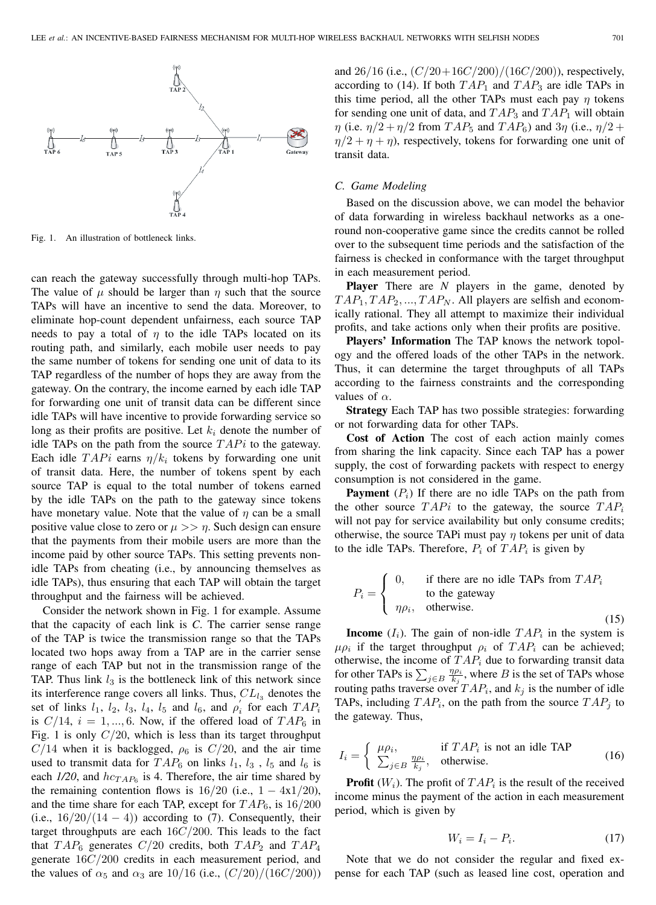Fig. 1. An illustration of bottleneck links.

can reach the gateway successfully through multi-hop TAPs. The value of $\mu$ should be larger than $\eta$ such that the source TAPs will have an incentive to send the data. Moreover, to eliminate hop-count dependent unfairness, each source TAP needs to pay a total of $\eta$ to the idle TAPs located on its routing path, and similarly, each mobile user needs to pay the same number of tokens for sending one unit of data to its TAP regardless of the number of hops they are away from the gateway. On the contrary, the income earned by each idle TAP for forwarding one unit of transit data can be different since idle TAPs will have incentive to provide forwarding service so long as their profits are positive. Let $k_i$ denote the number of idle TAPs on the path from the source $TAPi$ to the gateway. Each idle $TAPi$ earns $\eta/k_i$ tokens by forwarding one unit of transit data. Here, the number of tokens spent by each source TAP is equal to the total number of tokens earned by the idle TAPs on the path to the gateway since tokens have monetary value. Note that the value of $\eta$ can be a small positive value close to zero or $\mu >> \eta$. Such design can ensure that the payments from their mobile users are more than the income paid by other source TAPs. This setting prevents non-idle TAPs from cheating (i.e., by announcing themselves as idle TAPs), thus ensuring that each TAP will obtain the target throughput and the fairness will be achieved.

Consider the network shown in Fig. 1 for example. Assume that the capacity of each link is *C*. The carrier sense range of the TAP is twice the transmission range so that the TAPs located two hops away from a TAP are in the carrier sense range of each TAP but not in the transmission range of the TAP. Thus link $l_3$ is the bottleneck link of this network since its interference range covers all links. Thus, $CL_{l_3}$ denotes the set of links $l_1$, $l_2$, $l_3$, $l_4$, $l_5$ and $l_6$, and $\rho_i^{'}$ for each $TAP_i$ is $C/14$, $i = 1, ..., 6$. Now, if the offered load of $TAP_6$ in Fig. 1 is only $C/20$, which is less than its target throughput $C/14$ when it is backlogged, $\rho_6$ is $C/20$, and the air time used to transmit data for $TAP_6$ on links $l_1$, $l_3$ , $l_5$ and $l_6$ is each *1/20*, and $hc_{TAP_6}$ is 4. Therefore, the air time shared by the remaining contention flows is $16/20$ (i.e., $1 - 4\text{x}1/20$), and the time share for each TAP, except for $TAP_6$, is $16/200$ (i.e., $16/20/(14-4)$) according to (7). Consequently, their target throughputs are each $16C/200$. This leads to the fact that $TAP_6$ generates $C/20$ credits, both $TAP_2$ and $TAP_4$ generate $16C/200$ credits in each measurement period, and the values of $\alpha_5$ and $\alpha_3$ are $10/16$ (i.e., $(C/20)/(16C/200)$) and $26/16$ (i.e., $(C/20+16C/200)/(16C/200)$), respectively, according to (14). If both $TAP_1$ and $TAP_3$ are idle TAPs in this time period, all the other TAPs must each pay $\eta$ tokens for sending one unit of data, and $TAP_3$ and $TAP_1$ will obtain $\eta$ (i.e. $\eta/2 + \eta/2$ from $TAP_5$ and $TAP_6$) and $3\eta$ (i.e., $\eta/2 + \eta/2 + \eta + \eta$), respectively, tokens for forwarding one unit of transit data.

### C. Game Modeling

Based on the discussion above, we can model the behavior of data forwarding in wireless backhaul networks as a one-round non-cooperative game since the credits cannot be rolled over to the subsequent time periods and the satisfaction of the fairness is checked in conformance with the target throughput in each measurement period.

**Player** There are *N* players in the game, denoted by $TAP_1, TAP_2, ..., TAP_N$. All players are selfish and economically rational. They all attempt to maximize their individual profits, and take actions only when their profits are positive.

**Players' Information** The TAP knows the network topology and the offered loads of the other TAPs in the network. Thus, it can determine the target throughputs of all TAPs according to the fairness constraints and the corresponding values of $\alpha$.

**Strategy** Each TAP has two possible strategies: forwarding or not forwarding data for other TAPs.

**Cost of Action** The cost of each action mainly comes from sharing the link capacity. Since each TAP has a power supply, the cost of forwarding packets with respect to energy consumption is not considered in the game.

**Payment** ($P_i$) If there are no idle TAPs on the path from the other source $TAPi$ to the gateway, the source $TAP_i$ will not pay for service availability but only consume credits; otherwise, the source TAPi must pay $\eta$ tokens per unit of data to the idle TAPs. Therefore, $P_i$ of $TAP_i$ is given by

$$P_i = \begin{cases} 0, & \text{if there are no idle TAPs from } TAP_i \\ & \text{to the gateway} \\ \eta\rho_i, & \text{otherwise.} \end{cases} \tag{15}$$

**Income** ($I_i$). The gain of non-idle $TAP_i$ in the system is $\mu\rho_i$ if the target throughput $\rho_i$ of $TAP_i$ can be achieved; otherwise, the income of $TAP_i$ due to forwarding transit data for other TAPs is $\sum_{j \in B} \frac{\eta\rho_i}{k_j}$, where $B$ is the set of TAPs whose routing paths traverse over $TAP_i$, and $k_j$ is the number of idle TAPs, including $TAP_i$, on the path from the source $TAP_j$ to the gateway. Thus,

$$I_i = \begin{cases} \mu\rho_i, & \text{if } TAP_i \text{ is not an idle TAP} \\ \sum_{j \in B} \frac{\eta\rho_i}{k_j}, & \text{otherwise.} \end{cases} \tag{16}$$

**Profit** ($W_i$). The profit of $TAP_i$ is the result of the received income minus the payment of the action in each measurement period, which is given by

$$W_i = I_i - P_i. \tag{17}$$

Note that we do not consider the regular and fixed expense for each TAP (such as leased line cost, operation and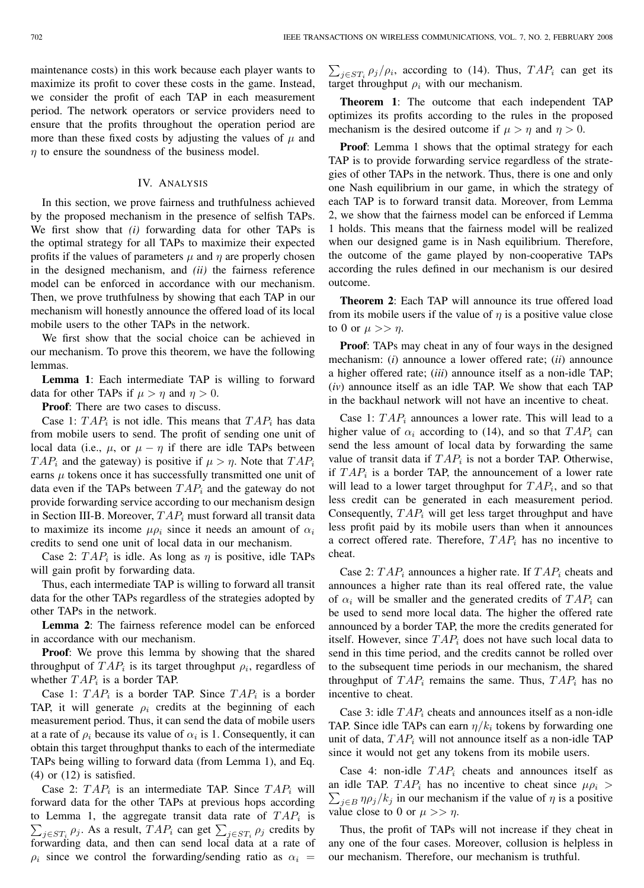maintenance costs) in this work because each player wants to maximize its profit to cover these costs in the game. Instead, we consider the profit of each TAP in each measurement period. The network operators or service providers need to ensure that the profits throughout the operation period are more than these fixed costs by adjusting the values of $\mu$ and $\eta$ to ensure the soundness of the business model.

## IV. Analysis

In this section, we prove fairness and truthfulness achieved by the proposed mechanism in the presence of selfish TAPs. We first show that *(i)* forwarding data for other TAPs is the optimal strategy for all TAPs to maximize their expected profits if the values of parameters $\mu$ and $\eta$ are properly chosen in the designed mechanism, and *(ii)* the fairness reference model can be enforced in accordance with our mechanism. Then, we prove truthfulness by showing that each TAP in our mechanism will honestly announce the offered load of its local mobile users to the other TAPs in the network.

We first show that the social choice can be achieved in our mechanism. To prove this theorem, we have the following lemmas.

**Lemma 1**: Each intermediate TAP is willing to forward data for other TAPs if $\mu > \eta$ and $\eta > 0$.

**Proof**: There are two cases to discuss.

Case 1: $TAP_i$ is not idle. This means that $TAP_i$ has data from mobile users to send. The profit of sending one unit of local data (i.e., $\mu$, or $\mu - \eta$ if there are idle TAPs between $TAP_i$ and the gateway) is positive if $\mu > \eta$. Note that $TAP_i$ earns $\mu$ tokens once it has successfully transmitted one unit of data even if the TAPs between $TAP_i$ and the gateway do not provide forwarding service according to our mechanism design in Section III-B. Moreover, $TAP_i$ must forward all transit data to maximize its income $\mu\rho_i$ since it needs an amount of $\alpha_i$ credits to send one unit of local data in our mechanism.

Case 2: $TAP_i$ is idle. As long as $\eta$ is positive, idle TAPs will gain profit by forwarding data.

Thus, each intermediate TAP is willing to forward all transit data for the other TAPs regardless of the strategies adopted by other TAPs in the network.

**Lemma 2**: The fairness reference model can be enforced in accordance with our mechanism.

**Proof**: We prove this lemma by showing that the shared throughput of $TAP_i$ is its target throughput $\rho_i$, regardless of whether $TAP_i$ is a border TAP.

Case 1: $TAP_i$ is a border TAP. Since $TAP_i$ is a border TAP, it will generate $\rho_i$ credits at the beginning of each measurement period. Thus, it can send the data of mobile users at a rate of $\rho_i$ because its value of $\alpha_i$ is 1. Consequently, it can obtain this target throughput thanks to each of the intermediate TAPs being willing to forward data (from Lemma 1), and Eq. (4) or (12) is satisfied.

Case 2: $TAP_i$ is an intermediate TAP. Since $TAP_i$ will forward data for the other TAPs at previous hops according to Lemma 1, the aggregate transit data rate of $TAP_i$ is $\sum_{j \in ST_i} \rho_j$. As a result, $TAP_i$ can get $\sum_{j \in ST_i} \rho_j$ credits by forwarding data, and then can send local data at a rate of $\rho_i$ since we control the forwarding/sending ratio as $\alpha_i = \sum_{j \in ST_i} \rho_j / \rho_i$, according to (14). Thus, $TAP_i$ can get its target throughput $\rho_i$ with our mechanism.

**Theorem 1**: The outcome that each independent TAP optimizes its profits according to the rules in the proposed mechanism is the desired outcome if $\mu > \eta$ and $\eta > 0$.

**Proof**: Lemma 1 shows that the optimal strategy for each TAP is to provide forwarding service regardless of the strategies of other TAPs in the network. Thus, there is one and only one Nash equilibrium in our game, in which the strategy of each TAP is to forward transit data. Moreover, from Lemma 2, we show that the fairness model can be enforced if Lemma 1 holds. This means that the fairness model will be realized when our designed game is in Nash equilibrium. Therefore, the outcome of the game played by non-cooperative TAPs according the rules defined in our mechanism is our desired outcome.

**Theorem 2**: Each TAP will announce its true offered load from its mobile users if the value of $\eta$ is a positive value close to 0 or $\mu >> \eta$.

**Proof**: TAPs may cheat in any of four ways in the designed mechanism: (*i*) announce a lower offered rate; (*ii*) announce a higher offered rate; (*iii*) announce itself as a non-idle TAP; (*iv*) announce itself as an idle TAP. We show that each TAP in the backhaul network will not have an incentive to cheat.

Case 1: $TAP_i$ announces a lower rate. This will lead to a higher value of $\alpha_i$ according to (14), and so that $TAP_i$ can send the less amount of local data by forwarding the same value of transit data if $TAP_i$ is not a border TAP. Otherwise, if $TAP_i$ is a border TAP, the announcement of a lower rate will lead to a lower target throughput for $TAP_i$, and so that less credit can be generated in each measurement period. Consequently, $TAP_i$ will get less target throughput and have less profit paid by its mobile users than when it announces a correct offered rate. Therefore, $TAP_i$ has no incentive to cheat.

Case 2: $TAP_i$ announces a higher rate. If $TAP_i$ cheats and announces a higher rate than its real offered rate, the value of $\alpha_i$ will be smaller and the generated credits of $TAP_i$ can be used to send more local data. The higher the offered rate announced by a border TAP, the more the credits generated for itself. However, since $TAP_i$ does not have such local data to send in this time period, and the credits cannot be rolled over to the subsequent time periods in our mechanism, the shared throughput of $TAP_i$ remains the same. Thus, $TAP_i$ has no incentive to cheat.

Case 3: idle $TAP_i$ cheats and announces itself as a non-idle TAP. Since idle TAPs can earn $\eta / k_i$ tokens by forwarding one unit of data, $TAP_i$ will not announce itself as a non-idle TAP since it would not get any tokens from its mobile users.

Case 4: non-idle $TAP_i$ cheats and announces itself as an idle TAP. $TAP_i$ has no incentive to cheat since $\mu\rho_i > \sum_{j \in B} \eta\rho_j / k_j$ in our mechanism if the value of $\eta$ is a positive value close to 0 or $\mu >> \eta$.

Thus, the profit of TAPs will not increase if they cheat in any one of the four cases. Moreover, collusion is helpless in our mechanism. Therefore, our mechanism is truthful.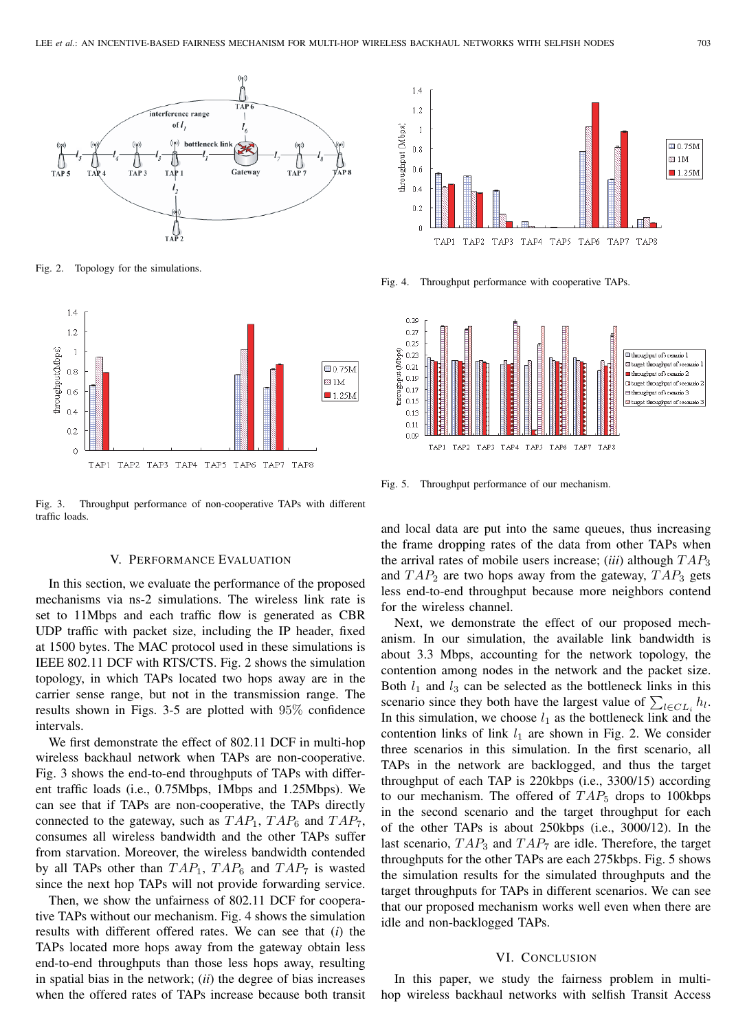Fig. 2. Topology for the simulations.

Fig. 3. Throughput performance of non-cooperative TAPs with different traffic loads.

Fig. 4. Throughput performance with cooperative TAPs.

Fig. 5. Throughput performance of our mechanism.

## V. Performance Evaluation

In this section, we evaluate the performance of the proposed mechanisms via ns-2 simulations. The wireless link rate is set to 11Mbps and each traffic flow is generated as CBR UDP traffic with packet size, including the IP header, fixed at 1500 bytes. The MAC protocol used in these simulations is IEEE 802.11 DCF with RTS/CTS. Fig. 2 shows the simulation topology, in which TAPs located two hops away are in the carrier sense range, but not in the transmission range. The results shown in Figs. 3-5 are plotted with 95% confidence intervals.

We first demonstrate the effect of 802.11 DCF in multi-hop wireless backhaul network when TAPs are non-cooperative. Fig. 3 shows the end-to-end throughputs of TAPs with different traffic loads (i.e., 0.75Mbps, 1Mbps and 1.25Mbps). We can see that if TAPs are non-cooperative, the TAPs directly connected to the gateway, such as $TAP_1$, $TAP_6$ and $TAP_7$, consumes all wireless bandwidth and the other TAPs suffer from starvation. Moreover, the wireless bandwidth contended by all TAPs other than $TAP_1$, $TAP_6$ and $TAP_7$ is wasted since the next hop TAPs will not provide forwarding service.

Then, we show the unfairness of 802.11 DCF for cooperative TAPs without our mechanism. Fig. 4 shows the simulation results with different offered rates. We can see that (*i*) the TAPs located more hops away from the gateway obtain less end-to-end throughputs than those less hops away, resulting in spatial bias in the network; (*ii*) the degree of bias increases when the offered rates of TAPs increase because both transit and local data are put into the same queues, thus increasing the frame dropping rates of the data from other TAPs when the arrival rates of mobile users increase; (*iii*) although $TAP_3$ and $TAP_2$ are two hops away from the gateway, $TAP_3$ gets less end-to-end throughput because more neighbors contend for the wireless channel.

Next, we demonstrate the effect of our proposed mechanism. In our simulation, the available link bandwidth is about 3.3 Mbps, accounting for the network topology, the contention among nodes in the network and the packet size. Both $l_1$ and $l_3$ can be selected as the bottleneck links in this scenario since they both have the largest value of $\sum_{l \in CL_i} h_l$. In this simulation, we choose $l_1$ as the bottleneck link and the contention links of link $l_1$ are shown in Fig. 2. We consider three scenarios in this simulation. In the first scenario, all TAPs in the network are backlogged, and thus the target throughput of each TAP is 220kbps (i.e., 3300/15) according to our mechanism. The offered of $TAP_5$ drops to 100kbps in the second scenario and the target throughput for each of the other TAPs is about 250kbps (i.e., 3000/12). In the last scenario, $TAP_3$ and $TAP_7$ are idle. Therefore, the target throughputs for the other TAPs are each 275kbps. Fig. 5 shows the simulation results for the simulated throughputs and the target throughputs for TAPs in different scenarios. We can see that our proposed mechanism works well even when there are idle and non-backlogged TAPs.

## VI. Conclusion

In this paper, we study the fairness problem in multi-hop wireless backhaul networks with selfish Transit Access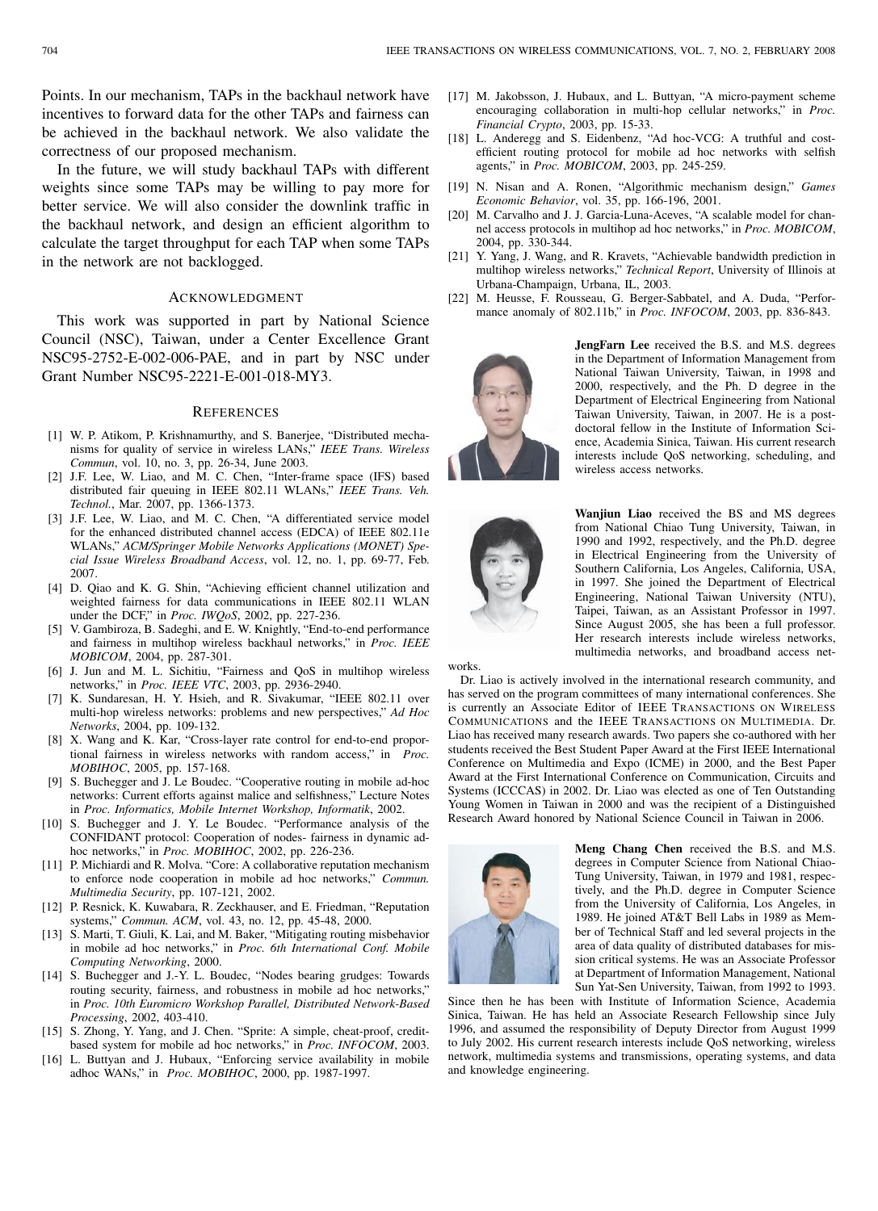Points. In our mechanism, TAPs in the backhaul network have incentives to forward data for the other TAPs and fairness can be achieved in the backhaul network. We also validate the correctness of our proposed mechanism.

In the future, we will study backhaul TAPs with different weights since some TAPs may be willing to pay more for better service. We will also consider the downlink traffic in the backhaul network, and design an efficient algorithm to calculate the target throughput for each TAP when some TAPs in the network are not backlogged.

## Acknowledgment

This work was supported in part by National Science Council (NSC), Taiwan, under a Center Excellence Grant NSC95-2752-E-002-006-PAE, and in part by NSC under Grant Number NSC95-2221-E-001-018-MY3.

## References

[1] W. P. Atikom, P. Krishnamurthy, and S. Banerjee, "Distributed mechanisms for quality of service in wireless LANs," *IEEE Trans. Wireless Commun*, vol. 10, no. 3, pp. 26-34, June 2003.

[2] J.F. Lee, W. Liao, and M. C. Chen, "Inter-frame space (IFS) based distributed fair queuing in IEEE 802.11 WLANs," *IEEE Trans. Veh. Technol.*, Mar. 2007, pp. 1366-1373.

[3] J.F. Lee, W. Liao, and M. C. Chen, "A differentiated service model for the enhanced distributed channel access (EDCA) of IEEE 802.11e WLANs," *ACM/Springer Mobile Networks Applications (MONET) Special Issue Wireless Broadband Access*, vol. 12, no. 1, pp. 69-77, Feb. 2007.

[4] D. Qiao and K. G. Shin, "Achieving efficient channel utilization and weighted fairness for data communications in IEEE 802.11 WLAN under the DCF," in *Proc. IWQoS*, 2002, pp. 227-236.

[5] V. Gambiroza, B. Sadeghi, and E. W. Knightly, "End-to-end performance and fairness in multihop wireless backhaul networks," in *Proc. IEEE MOBICOM*, 2004, pp. 287-301.

[6] J. Jun and M. L. Sichitiu, "Fairness and QoS in multihop wireless networks," in *Proc. IEEE VTC*, 2003, pp. 2936-2940.

[7] K. Sundaresan, H. Y. Hsieh, and R. Sivakumar, "IEEE 802.11 over multi-hop wireless networks: problems and new perspectives," *Ad Hoc Networks*, 2004, pp. 109-132.

[8] X. Wang and K. Kar, "Cross-layer rate control for end-to-end proportional fairness in wireless networks with random access," in *Proc. MOBIHOC*, 2005, pp. 157-168.

[9] S. Buchegger and J. Le Boudec. "Cooperative routing in mobile ad-hoc networks: Current efforts against malice and selfishness," Lecture Notes in *Proc. Informatics, Mobile Internet Workshop, Informatik*, 2002.

[10] S. Buchegger and J. Y. Le Boudec. "Performance analysis of the CONFIDANT protocol: Cooperation of nodes- fairness in dynamic adhoc networks," in *Proc. MOBIHOC*, 2002, pp. 226-236.

[11] P. Michiardi and R. Molva. "Core: A collaborative reputation mechanism to enforce node cooperation in mobile ad hoc networks," *Commun. Multimedia Security*, pp. 107-121, 2002.

[12] P. Resnick, K. Kuwabara, R. Zeckhauser, and E. Friedman, "Reputation systems," *Commun. ACM*, vol. 43, no. 12, pp. 45-48, 2000.

[13] S. Marti, T. Giuli, K. Lai, and M. Baker, "Mitigating routing misbehavior in mobile ad hoc networks," in *Proc. 6th International Conf. Mobile Computing Networking*, 2000.

[14] S. Buchegger and J.-Y. L. Boudec, "Nodes bearing grudges: Towards routing security, fairness, and robustness in mobile ad hoc networks," in *Proc. 10th Euromicro Workshop Parallel, Distributed Network-Based Processing*, 2002, 403-410.

[15] S. Zhong, Y. Yang, and J. Chen. "Sprite: A simple, cheat-proof, credit-based system for mobile ad hoc networks," in *Proc. INFOCOM*, 2003.

[16] L. Buttyan and J. Hubaux, "Enforcing service availability in mobile adhoc WANs," in *Proc. MOBIHOC*, 2000, pp. 1987-1997.

[17] M. Jakobsson, J. Hubaux, and L. Buttyan, "A micro-payment scheme encouraging collaboration in multi-hop cellular networks," in *Proc. Financial Crypto*, 2003, pp. 15-33.

[18] L. Anderegg and S. Eidenbenz, "Ad hoc-VCG: A truthful and cost-efficient routing protocol for mobile ad hoc networks with selfish agents," in *Proc. MOBICOM*, 2003, pp. 245-259.

[19] N. Nisan and A. Ronen, "Algorithmic mechanism design," *Games Economic Behavior*, vol. 35, pp. 166-196, 2001.

[20] M. Carvalho and J. J. Garcia-Luna-Aceves, "A scalable model for channel access protocols in multihop ad hoc networks," in *Proc. MOBICOM*, 2004, pp. 330-344.

[21] Y. Yang, J. Wang, and R. Kravets, "Achievable bandwidth prediction in multihop wireless networks," *Technical Report*, University of Illinois at Urbana-Champaign, Urbana, IL, 2003.

[22] M. Heusse, F. Rousseau, G. Berger-Sabbatel, and A. Duda, "Performance anomaly of 802.11b," in *Proc. INFOCOM*, 2003, pp. 836-843.

**JengFarn Lee** received the B.S. and M.S. degrees in the Department of Information Management from National Taiwan University, Taiwan, in 1998 and 2000, respectively, and the Ph. D degree in the Department of Electrical Engineering from National Taiwan University, Taiwan, in 2007. He is a postdoctoral fellow in the Institute of Information Science, Academia Sinica, Taiwan. His current research interests include QoS networking, scheduling, and wireless access networks.

**Wanjiun Liao** received the BS and MS degrees from National Chiao Tung University, Taiwan, in 1990 and 1992, respectively, and the Ph.D. degree in Electrical Engineering from the University of Southern California, Los Angeles, California, USA, in 1997. She joined the Department of Electrical Engineering, National Taiwan University (NTU), Taipei, Taiwan, as an Assistant Professor in 1997. Since August 2005, she has been a full professor. Her research interests include wireless networks, multimedia networks, and broadband access networks.

Dr. Liao is actively involved in the international research community, and has served on the program committees of many international conferences. She is currently an Associate Editor of IEEE Transactions on Wireless Communications and the IEEE Transactions on Multimedia. Dr. Liao has received many research awards. Two papers she co-authored with her students received the Best Student Paper Award at the First IEEE International Conference on Multimedia and Expo (ICME) in 2000, and the Best Paper Award at the First International Conference on Communication, Circuits and Systems (ICCCAS) in 2002. Dr. Liao was elected as one of Ten Outstanding Young Women in Taiwan in 2000 and was the recipient of a Distinguished Research Award honored by National Science Council in Taiwan in 2006.

**Meng Chang Chen** received the B.S. and M.S. degrees in Computer Science from National Chiao-Tung University, Taiwan, in 1979 and 1981, respectively, and the Ph.D. degree in Computer Science from the University of California, Los Angeles, in 1989. He joined AT&T Bell Labs in 1989 as Member of Technical Staff and led several projects in the area of data quality of distributed databases for mission critical systems. He was an Associate Professor at Department of Information Management, National Sun Yat-Sen University, Taiwan, from 1992 to 1993. Since then he has been with Institute of Information Science, Academia Sinica, Taiwan. He has held an Associate Research Fellowship since July 1996, and assumed the responsibility of Deputy Director from August 1999 to July 2002. His current research interests include QoS networking, wireless network, multimedia systems and transmissions, operating systems, and data and knowledge engineering.